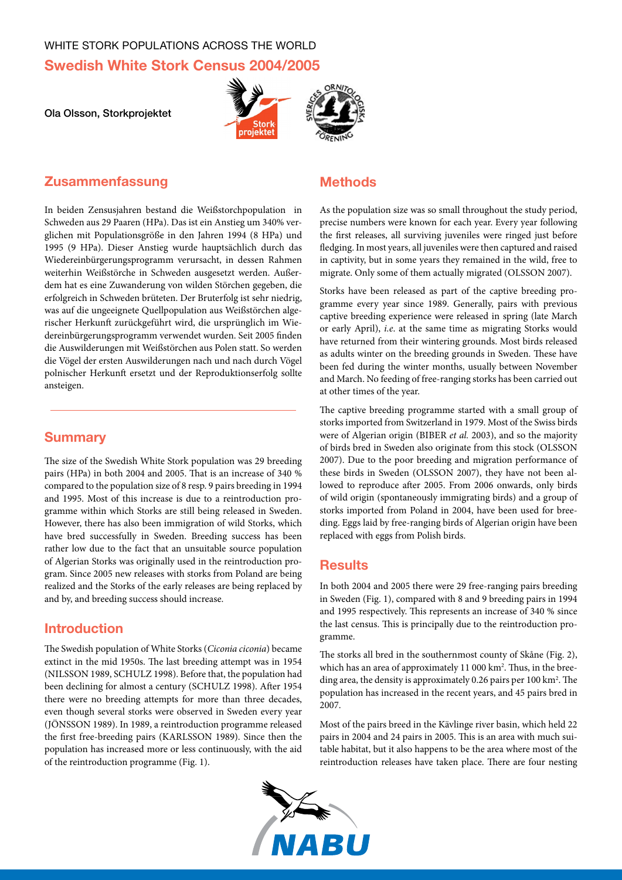WHITE STORK POPULATIONS ACROSS THE WORLD

# Swedish White Stork Census 2004/2005

**Ola Olsson, Storkprojektet**

## Zusammenfassung

In beiden Zensusjahren bestand die Weißstorchpopulation in Schweden aus 29 Paaren (HPa). Das ist ein Anstieg um 340% verglichen mit Populationsgröße in den Jahren 1994 (8 HPa) und 1995 (9 HPa). Dieser Anstieg wurde hauptsächlich durch das Wiedereinbürgerungsprogramm verursacht, in dessen Rahmen weiterhin Weißstörche in Schweden ausgesetzt werden. Außerdem hat es eine Zuwanderung von wilden Störchen gegeben, die erfolgreich in Schweden brüteten. Der Bruterfolg ist sehr niedrig, was auf die ungeeignete Quellpopulation aus Weißstörchen algerischer Herkunft zurückgeführt wird, die ursprünglich im Wiedereinbürgerungsprogramm verwendet wurden. Seit 2005 finden die Auswilderungen mit Weißstörchen aus Polen statt. So werden die Vögel der ersten Auswilderungen nach und nach durch Vögel polnischer Herkunft ersetzt und der Reproduktionserfolg sollte ansteigen.

## Summary

The size of the Swedish White Stork population was 29 breeding pairs (HPa) in both 2004 and 2005. That is an increase of 340 % compared to the population size of 8 resp. 9 pairs breeding in 1994 and 1995. Most of this increase is due to a reintroduction programme within which Storks are still being released in Sweden. However, there has also been immigration of wild Storks, which have bred successfully in Sweden. Breeding success has been rather low due to the fact that an unsuitable source population of Algerian Storks was originally used in the reintroduction program. Since 2005 new releases with storks from Poland are being realized and the Storks of the early releases are being replaced by and by, and breeding success should increase.

## Introduction

The Swedish population of White Storks (*Ciconia ciconia*) became extinct in the mid 1950s. The last breeding attempt was in 1954 (NILSSON 1989, SCHULZ 1998). Before that, the population had been declining for almost a century (SCHULZ 1998). After 1954 there were no breeding attempts for more than three decades, even though several storks were observed in Sweden every year (JÖNSSON 1989). In 1989, a reintroduction programme released the first free-breeding pairs (KARLSSON 1989). Since then the population has increased more or less continuously, with the aid of the reintroduction programme (Fig. 1).

## Methods

As the population size was so small throughout the study period, precise numbers were known for each year. Every year following the first releases, all surviving juveniles were ringed just before fledging. In most years, all juveniles were then captured and raised in captivity, but in some years they remained in the wild, free to migrate. Only some of them actually migrated (OLSSON 2007).

Storks have been released as part of the captive breeding programme every year since 1989. Generally, pairs with previous captive breeding experience were released in spring (late March or early April), *i.e.* at the same time as migrating Storks would have returned from their wintering grounds. Most birds released as adults winter on the breeding grounds in Sweden. These have been fed during the winter months, usually between November and March. No feeding of free-ranging storks has been carried out at other times of the year.

The captive breeding programme started with a small group of storks imported from Switzerland in 1979. Most of the Swiss birds were of Algerian origin (BIBER *et al.* 2003), and so the majority of birds bred in Sweden also originate from this stock (OLSSON 2007). Due to the poor breeding and migration performance of these birds in Sweden (OLSSON 2007), they have not been allowed to reproduce after 2005. From 2006 onwards, only birds of wild origin (spontaneously immigrating birds) and a group of storks imported from Poland in 2004, have been used for breeding. Eggs laid by free-ranging birds of Algerian origin have been replaced with eggs from Polish birds.

## Results

In both 2004 and 2005 there were 29 free-ranging pairs breeding in Sweden (Fig. 1), compared with 8 and 9 breeding pairs in 1994 and 1995 respectively. This represents an increase of 340 % since the last census. This is principally due to the reintroduction programme.

The storks all bred in the southernmost county of Skåne (Fig. 2), which has an area of approximately 11 000 km². Thus, in the breeding area, the density is approximately 0.26 pairs per 100 km². The population has increased in the recent years, and 45 pairs bred in 2007.

Most of the pairs breed in the Kävlinge river basin, which held 22 pairs in 2004 and 24 pairs in 2005. This is an area with much suitable habitat, but it also happens to be the area where most of the reintroduction releases have taken place. There are four nesting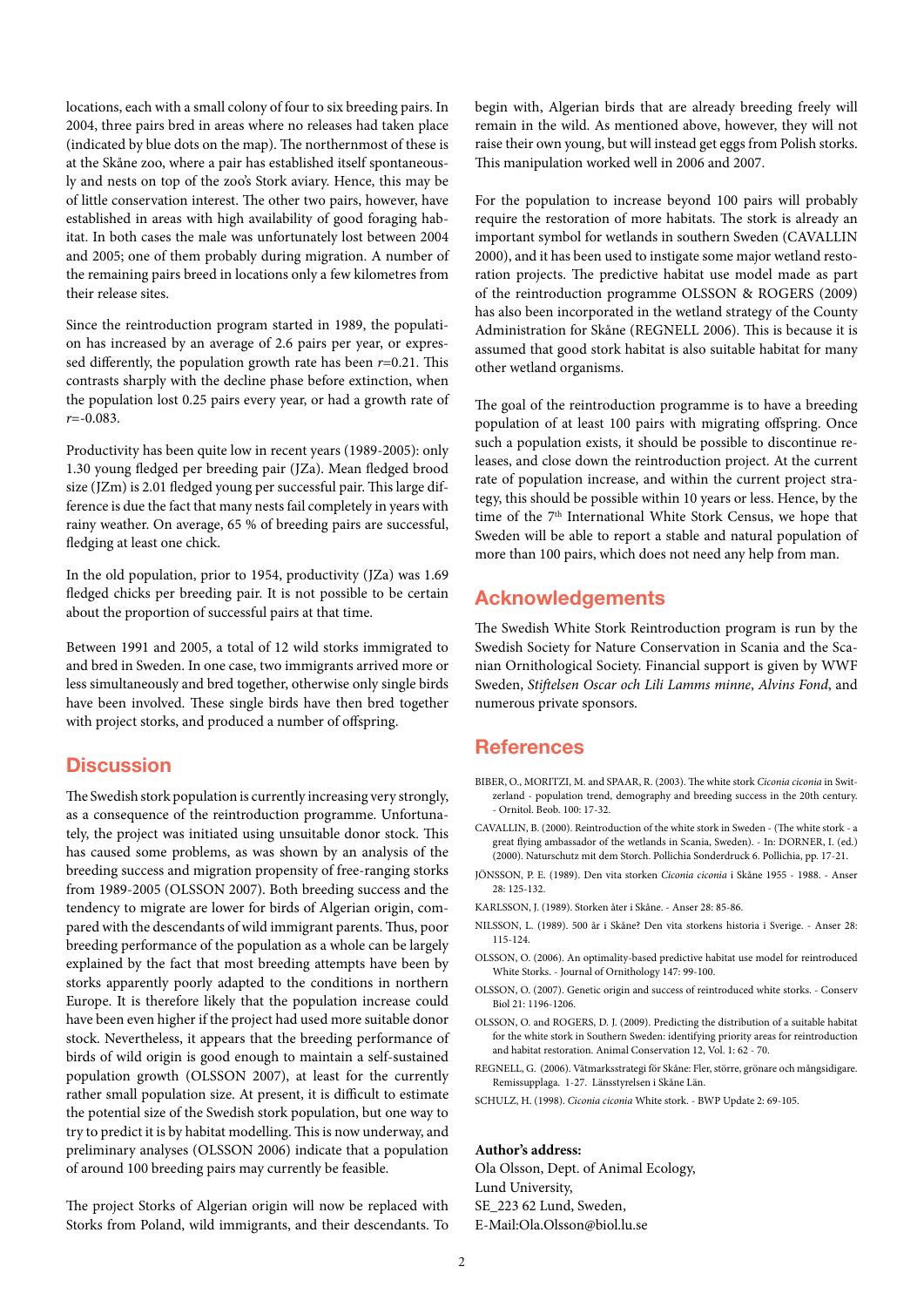locations, each with a small colony of four to six breeding pairs. In 2004, three pairs bred in areas where no releases had taken place (indicated by blue dots on the map). The northernmost of these is at the Skåne zoo, where a pair has established itself spontaneously and nests on top of the zoo's Stork aviary. Hence, this may be of little conservation interest. The other two pairs, however, have established in areas with high availability of good foraging habitat. In both cases the male was unfortunately lost between 2004 and 2005; one of them probably during migration. A number of the remaining pairs breed in locations only a few kilometres from their release sites.

Since the reintroduction program started in 1989, the population has increased by an average of 2.6 pairs per year, or expressed differently, the population growth rate has been $r$=0.21. This contrasts sharply with the decline phase before extinction, when the population lost 0.25 pairs every year, or had a growth rate of $r$=-0.083.

Productivity has been quite low in recent years (1989-2005): only 1.30 young fledged per breeding pair (JZa). Mean fledged brood size (JZm) is 2.01 fledged young per successful pair. This large difference is due the fact that many nests fail completely in years with rainy weather. On average, 65 % of breeding pairs are successful, fledging at least one chick.

In the old population, prior to 1954, productivity (JZa) was 1.69 fledged chicks per breeding pair. It is not possible to be certain about the proportion of successful pairs at that time.

Between 1991 and 2005, a total of 12 wild storks immigrated to and bred in Sweden. In one case, two immigrants arrived more or less simultaneously and bred together, otherwise only single birds have been involved. These single birds have then bred together with project storks, and produced a number of offspring.

## Discussion

The Swedish stork population is currently increasing very strongly, as a consequence of the reintroduction programme. Unfortunately, the project was initiated using unsuitable donor stock. This has caused some problems, as was shown by an analysis of the breeding success and migration propensity of free-ranging storks from 1989-2005 (OLSSON 2007). Both breeding success and the tendency to migrate are lower for birds of Algerian origin, compared with the descendants of wild immigrant parents. Thus, poor breeding performance of the population as a whole can be largely explained by the fact that most breeding attempts have been by storks apparently poorly adapted to the conditions in northern Europe. It is therefore likely that the population increase could have been even higher if the project had used more suitable donor stock. Nevertheless, it appears that the breeding performance of birds of wild origin is good enough to maintain a self-sustained population growth (OLSSON 2007), at least for the currently rather small population size. At present, it is difficult to estimate the potential size of the Swedish stork population, but one way to try to predict it is by habitat modelling. This is now underway, and preliminary analyses (OLSSON 2006) indicate that a population of around 100 breeding pairs may currently be feasible.

The project Storks of Algerian origin will now be replaced with Storks from Poland, wild immigrants, and their descendants. To begin with, Algerian birds that are already breeding freely will remain in the wild. As mentioned above, however, they will not raise their own young, but will instead get eggs from Polish storks. This manipulation worked well in 2006 and 2007.

For the population to increase beyond 100 pairs will probably require the restoration of more habitats. The stork is already an important symbol for wetlands in southern Sweden (CAVALLIN 2000), and it has been used to instigate some major wetland restoration projects. The predictive habitat use model made as part of the reintroduction programme OLSSON & ROGERS (2009) has also been incorporated in the wetland strategy of the County Administration for Skåne (REGNELL 2006). This is because it is assumed that good stork habitat is also suitable habitat for many other wetland organisms.

The goal of the reintroduction programme is to have a breeding population of at least 100 pairs with migrating offspring. Once such a population exists, it should be possible to discontinue releases, and close down the reintroduction project. At the current rate of population increase, and within the current project strategy, this should be possible within 10 years or less. Hence, by the time of the 7th International White Stork Census, we hope that Sweden will be able to report a stable and natural population of more than 100 pairs, which does not need any help from man.

## Acknowledgements

The Swedish White Stork Reintroduction program is run by the Swedish Society for Nature Conservation in Scania and the Scanian Ornithological Society. Financial support is given by WWF Sweden, *Stiftelsen Oscar och Lili Lamms minne*, *Alvins Fond*, and numerous private sponsors.

## References

BIBER, O., MORITZI, M. and SPAAR, R. (2003). The white stork *Ciconia ciconia* in Switzerland - population trend, demography and breeding success in the 20th century. - Ornitol. Beob. 100: 17-32.

CAVALLIN, B. (2000). Reintroduction of the white stork in Sweden - (The white stork - a great flying ambassador of the wetlands in Scania, Sweden). - In: DORNER, I. (ed.) (2000). Naturschutz mit dem Storch. Pollichia Sonderdruck 6. Pollichia, pp. 17-21.

JÖNSSON, P. E. (1989). Den vita storken *Ciconia ciconia* i Skåne 1955 - 1988. - Anser 28: 125-132.

KARLSSON, J. (1989). Storken åter i Skåne. - Anser 28: 85-86.

NILSSON, L. (1989). 500 år i Skåne? Den vita storkens historia i Sverige. - Anser 28: 115-124.

OLSSON, O. (2006). An optimality-based predictive habitat use model for reintroduced White Storks. - Journal of Ornithology 147: 99-100.

OLSSON, O. (2007). Genetic origin and success of reintroduced white storks. - Conserv Biol 21: 1196-1206.

OLSSON, O. and ROGERS, D. J. (2009). Predicting the distribution of a suitable habitat for the white stork in Southern Sweden: identifying priority areas for reintroduction and habitat restoration. Animal Conservation 12, Vol. 1: 62 - 70.

REGNELL, G. (2006). Våtmarksstrategi för Skåne: Fler, större, grönare och mångsidigare. Remissupplaga. 1-27. Länsstyrelsen i Skåne Län.

SCHULZ, H. (1998). *Ciconia ciconia* White stork. - BWP Update 2: 69-105.

**Author's address:**
Ola Olsson, Dept. of Animal Ecology,
Lund University,
SE_223 62 Lund, Sweden,
E-Mail:Ola.Olsson@biol.lu.se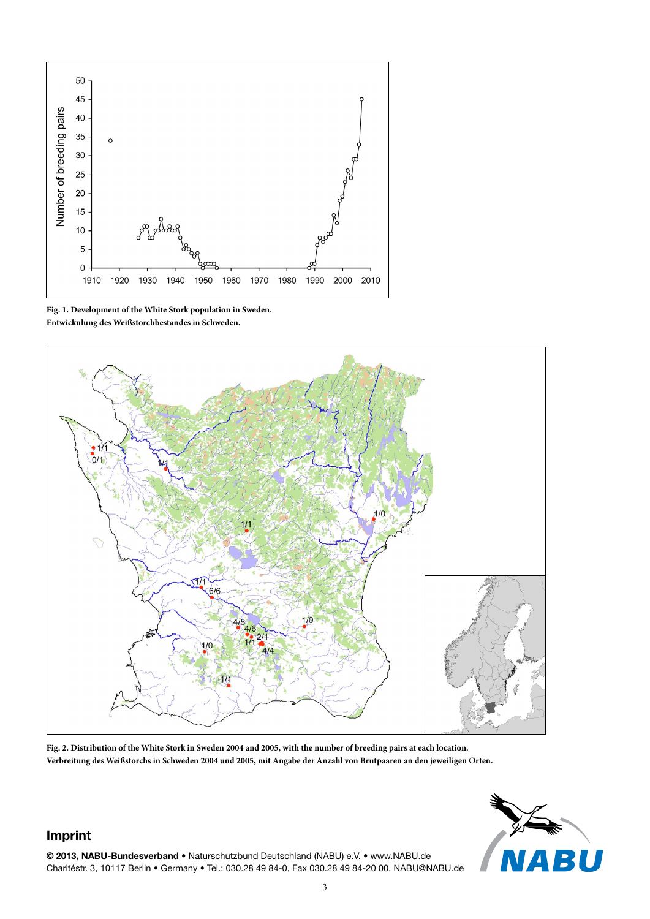Number of breeding pairs

50
45
40
35
30
25
20
15
10
5
0

1910 1920 1930 1940 1950 1960 1970 1980 1990 2000 2010

**Fig. 1. Development of the White Stork population in Sweden.**
**Entwicklung des Weißstorchbestandes in Schweden.**

1/1
0/1
1/1
1/0
1/1
1/1
6/6
4/5
4/6
2/1
1/1
4/4
1/0
1/0
1/1

**Fig. 2. Distribution of the White Stork in Sweden 2004 and 2005, with the number of breeding pairs at each location.**
**Verbreitung des Weißstorchs in Schweden 2004 und 2005, mit Angabe der Anzahl von Brutpaaren an den jeweiligen Orten.**

## Imprint

**© 2013, NABU-Bundesverband** • Naturschutzbund Deutschland (NABU) e.V. • www.NABU.de
Charitéstr. 3, 10117 Berlin • Germany • Tel.: 030.28 49 84-0, Fax 030.28 49 84-20 00, NABU@NABU.de

NABU